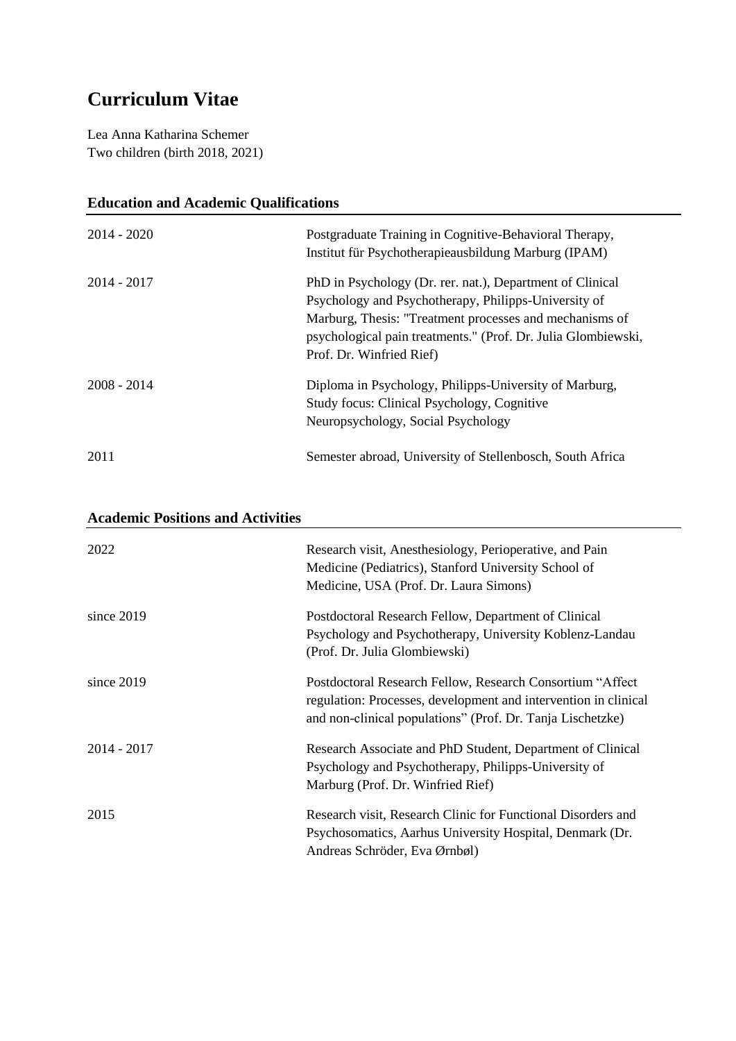# Curriculum Vitae

Lea Anna Katharina Schemer
Two children (birth 2018, 2021)

## Education and Academic Qualifications

| | |
|---|---|
| 2014 - 2020 | Postgraduate Training in Cognitive-Behavioral Therapy, Institut für Psychotherapieausbildung Marburg (IPAM) |
| 2014 - 2017 | PhD in Psychology (Dr. rer. nat.), Department of Clinical Psychology and Psychotherapy, Philipps-University of Marburg, Thesis: "Treatment processes and mechanisms of psychological pain treatments." (Prof. Dr. Julia Glombiewski, Prof. Dr. Winfried Rief) |
| 2008 - 2014 | Diploma in Psychology, Philipps-University of Marburg, Study focus: Clinical Psychology, Cognitive Neuropsychology, Social Psychology |
| 2011 | Semester abroad, University of Stellenbosch, South Africa |

## Academic Positions and Activities

| | |
|---|---|
| 2022 | Research visit, Anesthesiology, Perioperative, and Pain Medicine (Pediatrics), Stanford University School of Medicine, USA (Prof. Dr. Laura Simons) |
| since 2019 | Postdoctoral Research Fellow, Department of Clinical Psychology and Psychotherapy, University Koblenz-Landau (Prof. Dr. Julia Glombiewski) |
| since 2019 | Postdoctoral Research Fellow, Research Consortium "Affect regulation: Processes, development and intervention in clinical and non-clinical populations" (Prof. Dr. Tanja Lischetzke) |
| 2014 - 2017 | Research Associate and PhD Student, Department of Clinical Psychology and Psychotherapy, Philipps-University of Marburg (Prof. Dr. Winfried Rief) |
| 2015 | Research visit, Research Clinic for Functional Disorders and Psychosomatics, Aarhus University Hospital, Denmark (Dr. Andreas Schröder, Eva Ørnbøl) |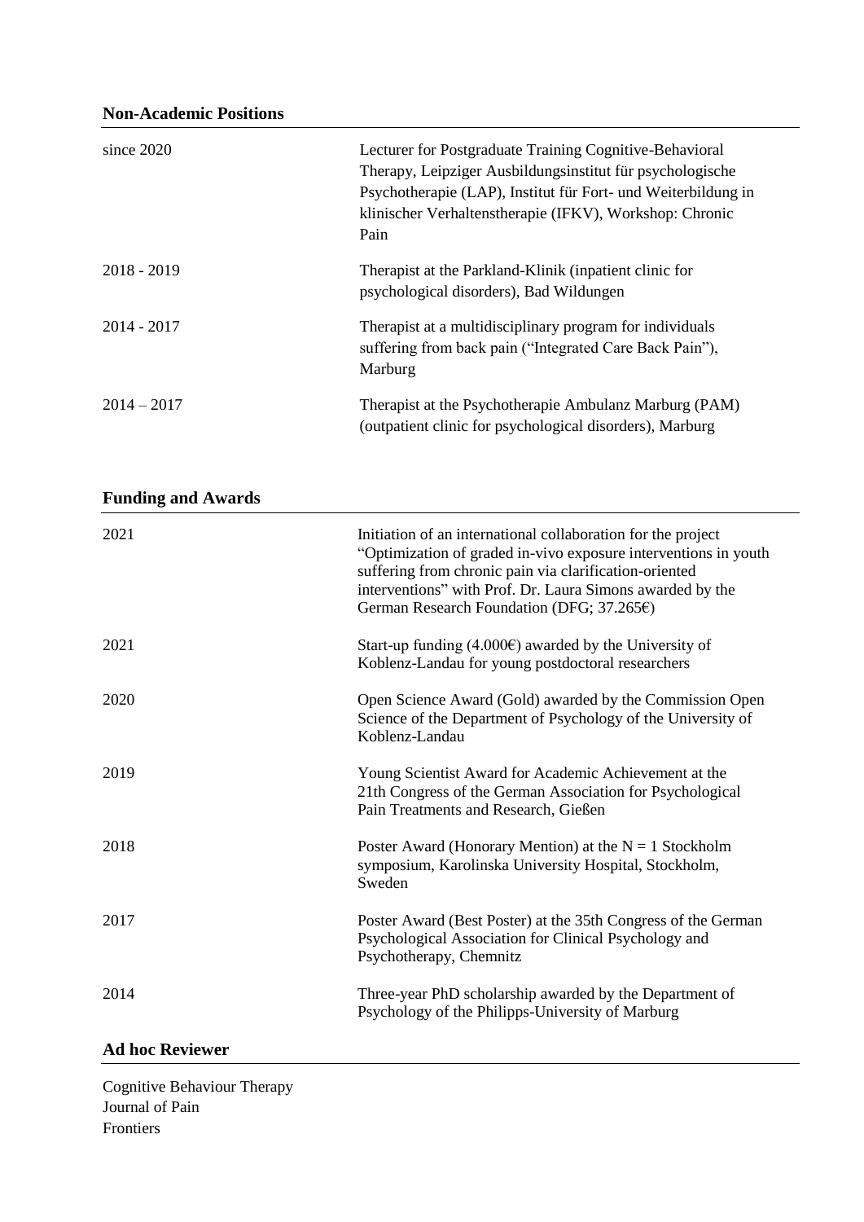## Non-Academic Positions

| | |
|---|---|
| since 2020 | Lecturer for Postgraduate Training Cognitive-Behavioral Therapy, Leipziger Ausbildungsinstitut für psychologische Psychotherapie (LAP), Institut für Fort- und Weiterbildung in klinischer Verhaltenstherapie (IFKV), Workshop: Chronic Pain |
| 2018 - 2019 | Therapist at the Parkland-Klinik (inpatient clinic for psychological disorders), Bad Wildungen |
| 2014 - 2017 | Therapist at a multidisciplinary program for individuals suffering from back pain ("Integrated Care Back Pain"), Marburg |
| 2014 – 2017 | Therapist at the Psychotherapie Ambulanz Marburg (PAM) (outpatient clinic for psychological disorders), Marburg |

## Funding and Awards

| | |
|---|---|
| 2021 | Initiation of an international collaboration for the project "Optimization of graded in-vivo exposure interventions in youth suffering from chronic pain via clarification-oriented interventions" with Prof. Dr. Laura Simons awarded by the German Research Foundation (DFG; 37.265€) |
| 2021 | Start-up funding (4.000€) awarded by the University of Koblenz-Landau for young postdoctoral researchers |
| 2020 | Open Science Award (Gold) awarded by the Commission Open Science of the Department of Psychology of the University of Koblenz-Landau |
| 2019 | Young Scientist Award for Academic Achievement at the 21th Congress of the German Association for Psychological Pain Treatments and Research, Gießen |
| 2018 | Poster Award (Honorary Mention) at the N = 1 Stockholm symposium, Karolinska University Hospital, Stockholm, Sweden |
| 2017 | Poster Award (Best Poster) at the 35th Congress of the German Psychological Association for Clinical Psychology and Psychotherapy, Chemnitz |
| 2014 | Three-year PhD scholarship awarded by the Department of Psychology of the Philipps-University of Marburg |

## Ad hoc Reviewer

Cognitive Behaviour Therapy
Journal of Pain
Frontiers